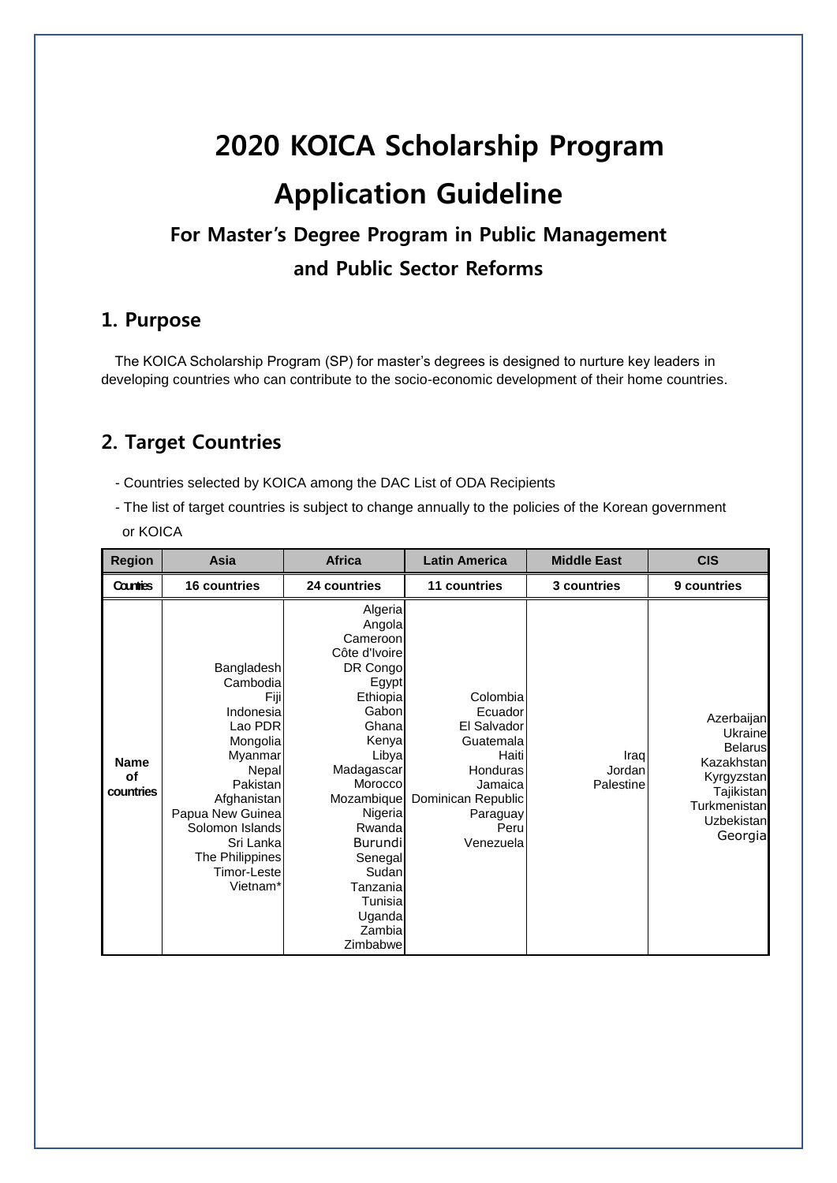# 2020 KOICA Scholarship Program

# Application Guideline

## For Master's Degree Program in Public Management and Public Sector Reforms

## 1. Purpose

The KOICA Scholarship Program (SP) for master's degrees is designed to nurture key leaders in developing countries who can contribute to the socio-economic development of their home countries.

## 2. Target Countries

- Countries selected by KOICA among the DAC List of ODA Recipients
- The list of target countries is subject to change annually to the policies of the Korean government or KOICA

| Region | Asia | Africa | Latin America | Middle East | CIS |
|---|---|---|---|---|---|
| Countries | 16 countries | 24 countries | 11 countries | 3 countries | 9 countries |
| Name of countries | Bangladesh<br>Cambodia<br>Fiji<br>Indonesia<br>Lao PDR<br>Mongolia<br>Myanmar<br>Nepal<br>Pakistan<br>Afghanistan<br>Papua New Guinea<br>Solomon Islands<br>Sri Lanka<br>The Philippines<br>Timor-Leste<br>Vietnam* | Algeria<br>Angola<br>Cameroon<br>Côte d'Ivoire<br>DR Congo<br>Egypt<br>Ethiopia<br>Gabon<br>Ghana<br>Kenya<br>Libya<br>Madagascar<br>Morocco<br>Mozambique<br>Nigeria<br>Rwanda<br>Burundi<br>Senegal<br>Sudan<br>Tanzania<br>Tunisia<br>Uganda<br>Zambia<br>Zimbabwe | Colombia<br>Ecuador<br>El Salvador<br>Guatemala<br>Haiti<br>Honduras<br>Jamaica<br>Dominican Republic<br>Paraguay<br>Peru<br>Venezuela | Iraq<br>Jordan<br>Palestine | Azerbaijan<br>Ukraine<br>Belarus<br>Kazakhstan<br>Kyrgyzstan<br>Tajikistan<br>Turkmenistan<br>Uzbekistan<br>Georgia |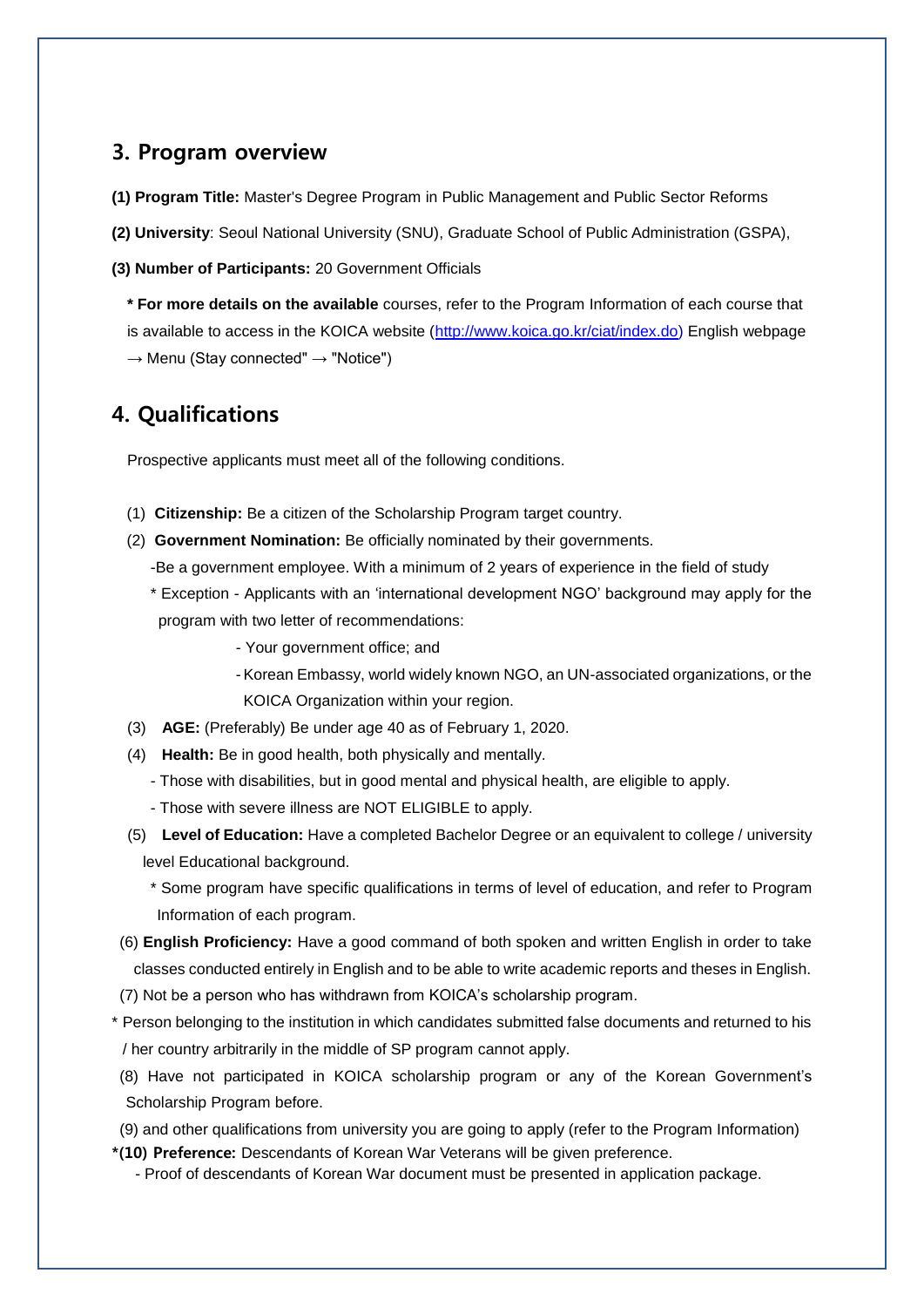## 3. Program overview

**(1) Program Title:** Master's Degree Program in Public Management and Public Sector Reforms

**(2) University**: Seoul National University (SNU), Graduate School of Public Administration (GSPA),

**(3) Number of Participants:** 20 Government Officials

**\* For more details on the available** courses, refer to the Program Information of each course that is available to access in the KOICA website (http://www.koica.go.kr/ciat/index.do) English webpage → Menu (Stay connected" → "Notice")

## 4. Qualifications

Prospective applicants must meet all of the following conditions.

(1) **Citizenship:** Be a citizen of the Scholarship Program target country.

(2) **Government Nomination:** Be officially nominated by their governments.

-Be a government employee. With a minimum of 2 years of experience in the field of study

\* Exception - Applicants with an 'international development NGO' background may apply for the program with two letter of recommendations:

- Your government office; and
- Korean Embassy, world widely known NGO, an UN-associated organizations, or the KOICA Organization within your region.

(3) **AGE:** (Preferably) Be under age 40 as of February 1, 2020.

(4) **Health:** Be in good health, both physically and mentally.

- Those with disabilities, but in good mental and physical health, are eligible to apply.
- Those with severe illness are NOT ELIGIBLE to apply.

(5) **Level of Education:** Have a completed Bachelor Degree or an equivalent to college / university level Educational background.

\* Some program have specific qualifications in terms of level of education, and refer to Program Information of each program.

(6) **English Proficiency:** Have a good command of both spoken and written English in order to take classes conducted entirely in English and to be able to write academic reports and theses in English.

(7) Not be a person who has withdrawn from KOICA's scholarship program.

\* Person belonging to the institution in which candidates submitted false documents and returned to his / her country arbitrarily in the middle of SP program cannot apply.

(8) Have not participated in KOICA scholarship program or any of the Korean Government's Scholarship Program before.

(9) and other qualifications from university you are going to apply (refer to the Program Information)

**\*(10) Preference:** Descendants of Korean War Veterans will be given preference.

- Proof of descendants of Korean War document must be presented in application package.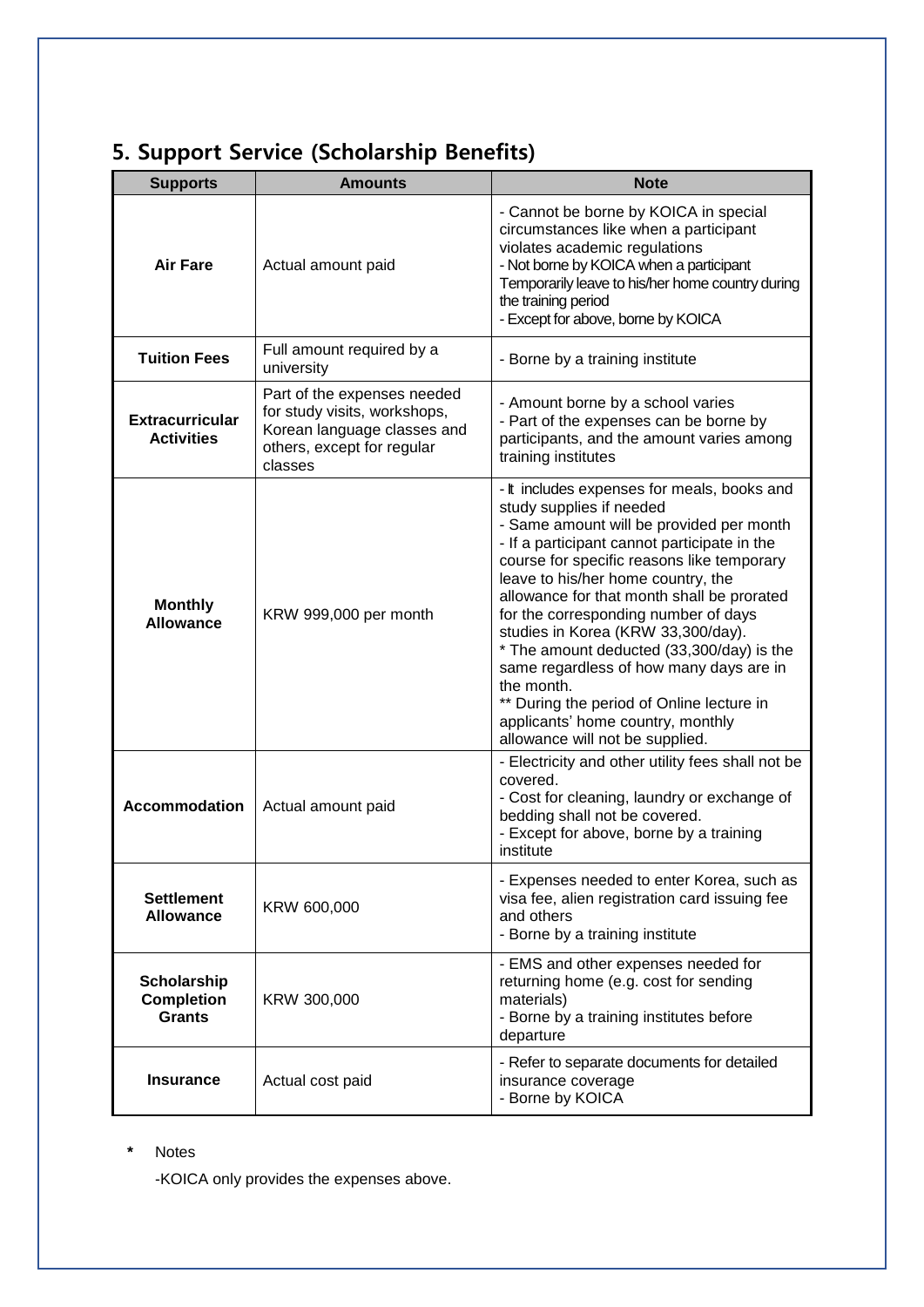## 5. Support Service (Scholarship Benefits)

| Supports | Amounts | Note |
|---|---|---|
| **Air Fare** | Actual amount paid | - Cannot be borne by KOICA in special circumstances like when a participant violates academic regulations<br>- Not borne by KOICA when a participant Temporarily leave to his/her home country during the training period<br>- Except for above, borne by KOICA |
| **Tuition Fees** | Full amount required by a university | - Borne by a training institute |
| **Extracurricular Activities** | Part of the expenses needed for study visits, workshops, Korean language classes and others, except for regular classes | - Amount borne by a school varies<br>- Part of the expenses can be borne by participants, and the amount varies among training institutes |
| **Monthly Allowance** | KRW 999,000 per month | - It includes expenses for meals, books and study supplies if needed<br>- Same amount will be provided per month<br>- If a participant cannot participate in the course for specific reasons like temporary leave to his/her home country, the allowance for that month shall be prorated for the corresponding number of days studies in Korea (KRW 33,300/day).<br>* The amount deducted (33,300/day) is the same regardless of how many days are in the month.<br>** During the period of Online lecture in applicants' home country, monthly allowance will not be supplied. |
| **Accommodation** | Actual amount paid | - Electricity and other utility fees shall not be covered.<br>- Cost for cleaning, laundry or exchange of bedding shall not be covered.<br>- Except for above, borne by a training institute |
| **Settlement Allowance** | KRW 600,000 | - Expenses needed to enter Korea, such as visa fee, alien registration card issuing fee and others<br>- Borne by a training institute |
| **Scholarship Completion Grants** | KRW 300,000 | - EMS and other expenses needed for returning home (e.g. cost for sending materials)<br>- Borne by a training institutes before departure |
| **Insurance** | Actual cost paid | - Refer to separate documents for detailed insurance coverage<br>- Borne by KOICA |

\* Notes

-KOICA only provides the expenses above.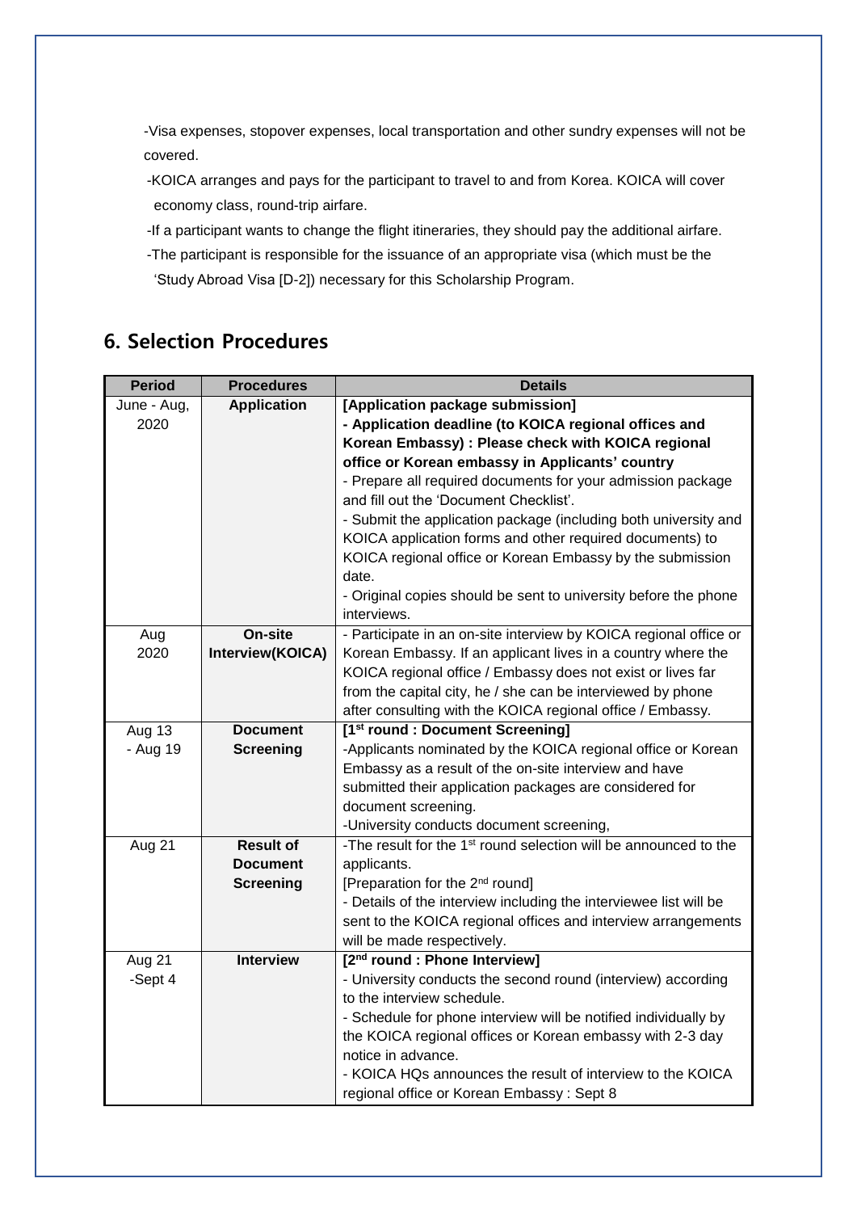-Visa expenses, stopover expenses, local transportation and other sundry expenses will not be covered.

-KOICA arranges and pays for the participant to travel to and from Korea. KOICA will cover economy class, round-trip airfare.

-If a participant wants to change the flight itineraries, they should pay the additional airfare.

-The participant is responsible for the issuance of an appropriate visa (which must be the 'Study Abroad Visa [D-2]) necessary for this Scholarship Program.

## 6. Selection Procedures

| Period | Procedures | Details |
| --- | --- | --- |
| June - Aug, 2020 | **Application** | **[Application package submission]**<br>**- Application deadline (to KOICA regional offices and Korean Embassy) : Please check with KOICA regional office or Korean embassy in Applicants' country**<br>- Prepare all required documents for your admission package and fill out the 'Document Checklist'.<br>- Submit the application package (including both university and KOICA application forms and other required documents) to KOICA regional office or Korean Embassy by the submission date.<br>- Original copies should be sent to university before the phone interviews. |
| Aug 2020 | **On-site Interview(KOICA)** | - Participate in an on-site interview by KOICA regional office or Korean Embassy. If an applicant lives in a country where the KOICA regional office / Embassy does not exist or lives far from the capital city, he / she can be interviewed by phone after consulting with the KOICA regional office / Embassy. |
| Aug 13 - Aug 19 | **Document Screening** | **[1st round : Document Screening]**<br>-Applicants nominated by the KOICA regional office or Korean Embassy as a result of the on-site interview and have submitted their application packages are considered for document screening.<br>-University conducts document screening, |
| Aug 21 | **Result of Document Screening** | -The result for the 1st round selection will be announced to the applicants.<br>[Preparation for the 2nd round]<br>- Details of the interview including the interviewee list will be sent to the KOICA regional offices and interview arrangements will be made respectively. |
| Aug 21 -Sept 4 | **Interview** | **[2nd round : Phone Interview]**<br>- University conducts the second round (interview) according to the interview schedule.<br>- Schedule for phone interview will be notified individually by the KOICA regional offices or Korean embassy with 2-3 day notice in advance.<br>- KOICA HQs announces the result of interview to the KOICA regional office or Korean Embassy : Sept 8 |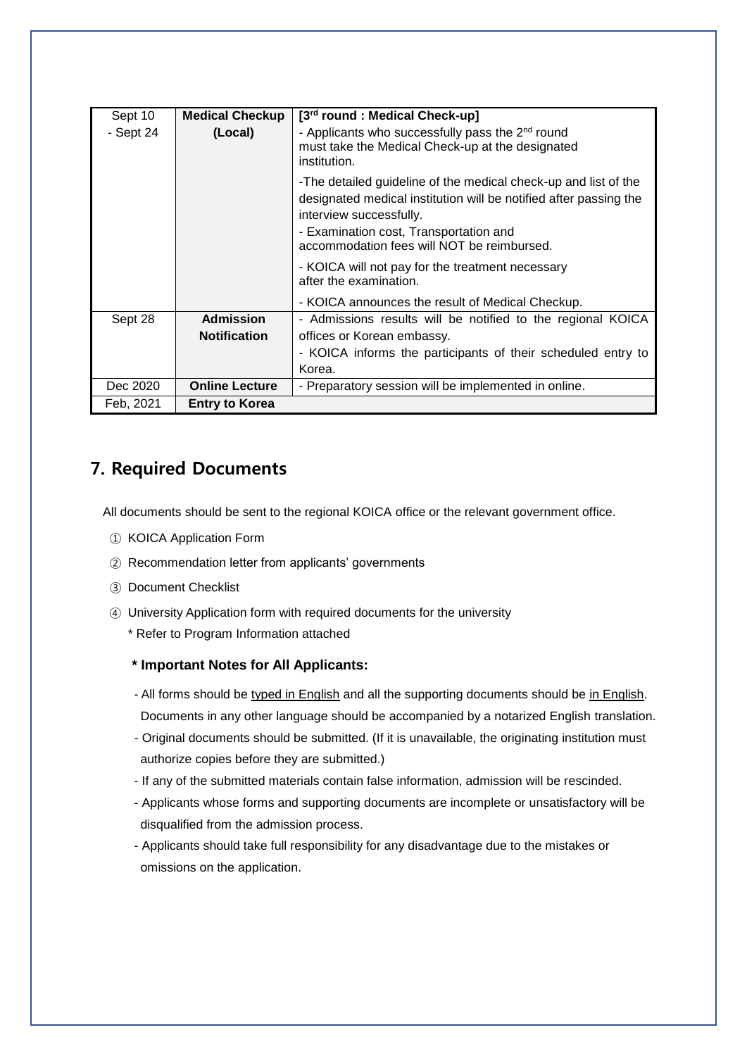| | | |
|---|---|---|
| Sept 10 - Sept 24 | **Medical Checkup (Local)** | **[3rd round : Medical Check-up]**<br>- Applicants who successfully pass the 2nd round must take the Medical Check-up at the designated institution.<br>-The detailed guideline of the medical check-up and list of the designated medical institution will be notified after passing the interview successfully.<br>- Examination cost, Transportation and accommodation fees will NOT be reimbursed.<br>- KOICA will not pay for the treatment necessary after the examination.<br>- KOICA announces the result of Medical Checkup. |
| Sept 28 | **Admission Notification** | - Admissions results will be notified to the regional KOICA offices or Korean embassy.<br>- KOICA informs the participants of their scheduled entry to Korea. |
| Dec 2020 | **Online Lecture** | - Preparatory session will be implemented in online. |
| Feb, 2021 | **Entry to Korea** | |

## 7. Required Documents

All documents should be sent to the regional KOICA office or the relevant government office.

① KOICA Application Form

② Recommendation letter from applicants' governments

③ Document Checklist

④ University Application form with required documents for the university

\* Refer to Program Information attached

**\* Important Notes for All Applicants:**

- All forms should be typed in English and all the supporting documents should be in English. Documents in any other language should be accompanied by a notarized English translation.
- Original documents should be submitted. (If it is unavailable, the originating institution must authorize copies before they are submitted.)
- If any of the submitted materials contain false information, admission will be rescinded.
- Applicants whose forms and supporting documents are incomplete or unsatisfactory will be disqualified from the admission process.
- Applicants should take full responsibility for any disadvantage due to the mistakes or omissions on the application.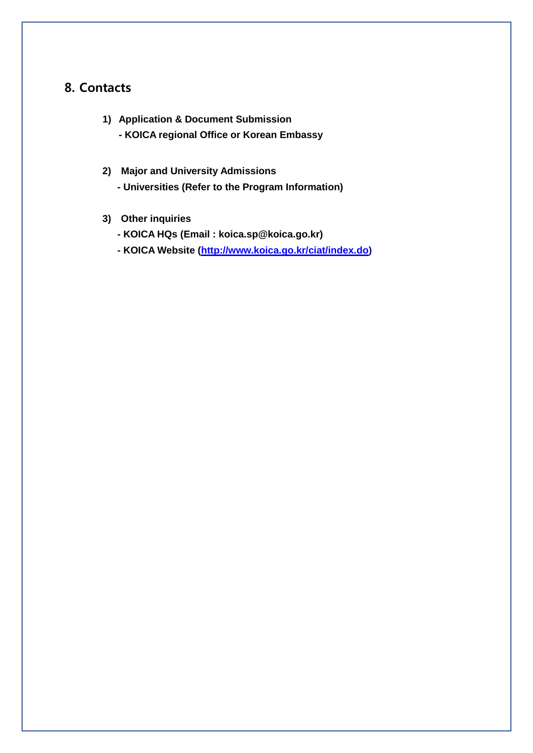## 8. Contacts

1) **Application & Document Submission**
   **- KOICA regional Office or Korean Embassy**

2) **Major and University Admissions**
   **- Universities (Refer to the Program Information)**

3) **Other inquiries**
   **- KOICA HQs (Email : koica.sp@koica.go.kr)**
   **- KOICA Website (http://www.koica.go.kr/ciat/index.do)**